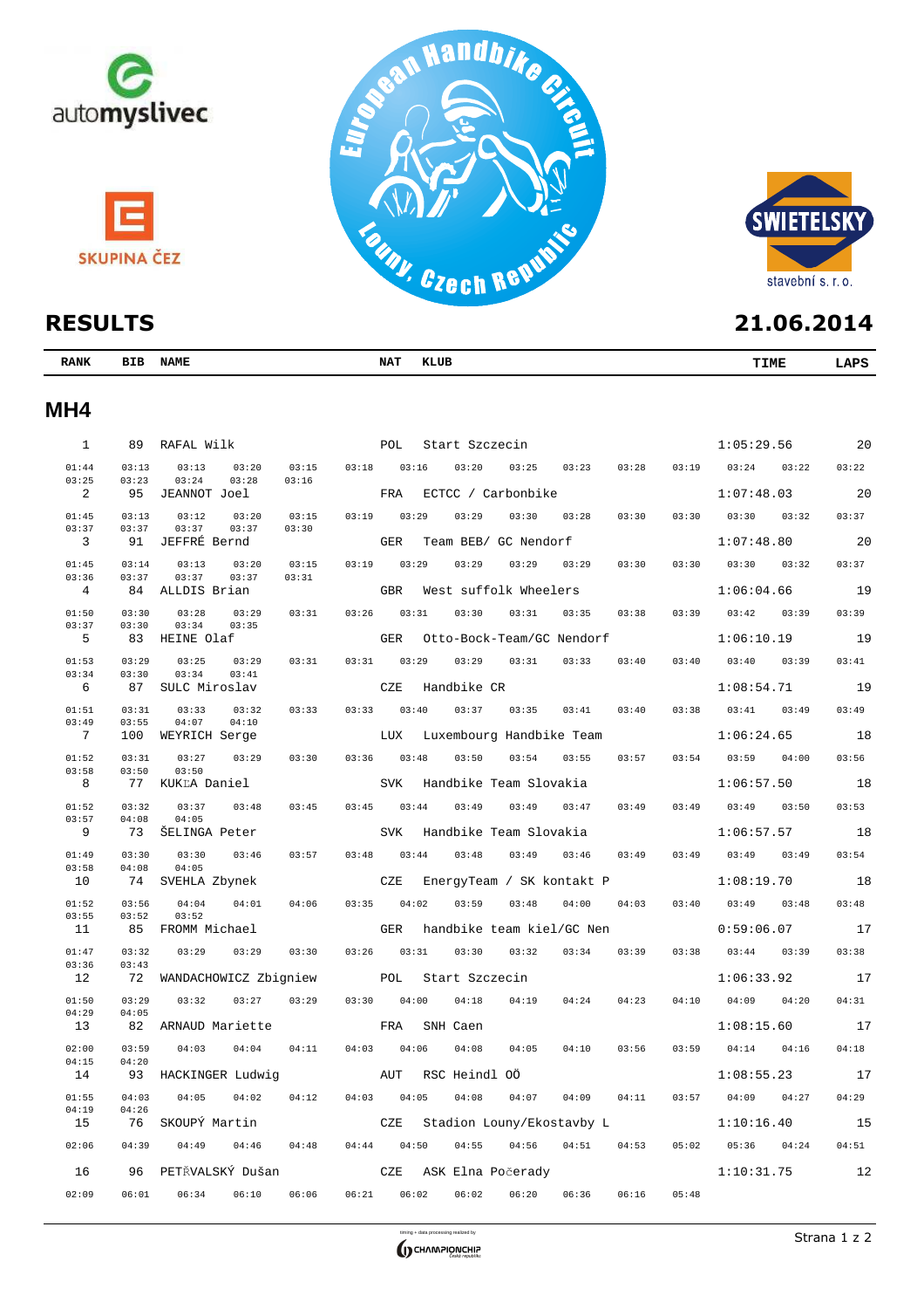# RESULTS

21.06.2014

| RANK | BIB | NAME | NAT | KLUB | TIME | LAPS |
|---|---|---|---|---|---|---|

## MH4

| RANK | BIB | NAME | NAT | KLUB | TIME | LAPS |
|---|---|---|---|---|---|---|
| 1 | 89 | RAFAL Wilk | POL | Start Szczecin | 1:05:29.56 | 20 |
| | | 01:44 03:13 03:13 03:20 03:15 03:18 03:16 03:20 03:25 03:23 03:28 03:19 03:24 03:22 03:22 03:25 03:23 03:24 03:28 03:16 | | | | |
| 2 | 95 | JEANNOT Joel | FRA | ECTCC / Carbonbike | 1:07:48.03 | 20 |
| | | 01:45 03:13 03:12 03:20 03:15 03:19 03:29 03:29 03:30 03:28 03:30 03:30 03:30 03:32 03:37 03:37 03:37 03:37 03:37 03:30 | | | | |
| 3 | 91 | JEFFRÉ Bernd | GER | Team BEB/ GC Nendorf | 1:07:48.80 | 20 |
| | | 01:45 03:14 03:13 03:20 03:15 03:19 03:29 03:29 03:29 03:29 03:30 03:30 03:30 03:32 03:37 03:36 03:37 03:37 03:37 03:31 | | | | |
| 4 | 84 | ALLDIS Brian | GBR | West suffolk Wheelers | 1:06:04.66 | 19 |
| | | 01:50 03:30 03:28 03:29 03:31 03:26 03:31 03:30 03:31 03:35 03:38 03:39 03:42 03:39 03:39 03:37 03:30 03:34 03:35 | | | | |
| 5 | 83 | HEINE Olaf | GER | Otto-Bock-Team/GC Nendorf | 1:06:10.19 | 19 |
| | | 01:53 03:29 03:25 03:29 03:31 03:31 03:29 03:29 03:31 03:33 03:40 03:40 03:40 03:39 03:41 03:34 03:30 03:34 03:41 | | | | |
| 6 | 87 | SULC Miroslav | CZE | Handbike CR | 1:08:54.71 | 19 |
| | | 01:51 03:31 03:33 03:32 03:33 03:33 03:40 03:37 03:35 03:41 03:40 03:38 03:41 03:49 03:49 03:49 03:55 04:07 04:10 | | | | |
| 7 | 100 | WEYRICH Serge | LUX | Luxembourg Handbike Team | 1:06:24.65 | 18 |
| | | 01:52 03:31 03:27 03:29 03:30 03:36 03:48 03:50 03:54 03:55 03:57 03:54 03:59 04:00 03:56 03:58 03:50 03:50 | | | | |
| 8 | 77 | KUKĽA Daniel | SVK | Handbike Team Slovakia | 1:06:57.50 | 18 |
| | | 01:52 03:32 03:37 03:48 03:45 03:45 03:44 03:49 03:49 03:47 03:49 03:49 03:49 03:50 03:53 03:57 04:08 04:05 | | | | |
| 9 | 73 | ŠELINGA Peter | SVK | Handbike Team Slovakia | 1:06:57.57 | 18 |
| | | 01:49 03:30 03:30 03:46 03:57 03:48 03:44 03:48 03:49 03:46 03:49 03:49 03:49 03:49 03:54 03:58 04:08 04:05 | | | | |
| 10 | 74 | SVEHLA Zbynek | CZE | EnergyTeam / SK kontakt P | 1:08:19.70 | 18 |
| | | 01:52 03:56 04:04 04:01 04:06 03:35 04:02 03:59 03:48 04:00 04:03 03:40 03:49 03:48 03:48 03:55 03:52 03:52 | | | | |
| 11 | 85 | FROMM Michael | GER | handbike team kiel/GC Nen | 0:59:06.07 | 17 |
| | | 01:47 03:32 03:29 03:29 03:30 03:26 03:31 03:30 03:32 03:34 03:39 03:38 03:44 03:39 03:38 03:36 03:43 | | | | |
| 12 | 72 | WANDACHOWICZ Zbigniew | POL | Start Szczecin | 1:06:33.92 | 17 |
| | | 01:50 03:29 03:32 03:27 03:29 03:30 04:00 04:18 04:19 04:24 04:23 04:10 04:09 04:20 04:31 04:29 04:05 | | | | |
| 13 | 82 | ARNAUD Mariette | FRA | SNH Caen | 1:08:15.60 | 17 |
| | | 02:00 03:59 04:03 04:04 04:11 04:03 04:06 04:08 04:05 04:10 03:56 03:59 04:14 04:16 04:18 04:15 04:20 | | | | |
| 14 | 93 | HACKINGER Ludwig | AUT | RSC Heindl OÖ | 1:08:55.23 | 17 |
| | | 01:55 04:03 04:05 04:02 04:12 04:03 04:05 04:08 04:07 04:09 04:11 03:57 04:09 04:27 04:29 04:19 04:26 | | | | |
| 15 | 76 | SKOUPÝ Martin | CZE | Stadion Louny/Ekostavby L | 1:10:16.40 | 15 |
| | | 02:06 04:39 04:49 04:46 04:48 04:44 04:50 04:55 04:56 04:51 04:53 05:02 05:36 04:24 04:51 | | | | |
| 16 | 96 | PETŘVALSKÝ Dušan | CZE | ASK Elna Počerady | 1:10:31.75 | 12 |
| | | 02:09 06:01 06:34 06:10 06:06 06:21 06:02 06:02 06:20 06:36 06:16 05:48 | | | | |

timing + data processing realized by CHAMPIONCHIP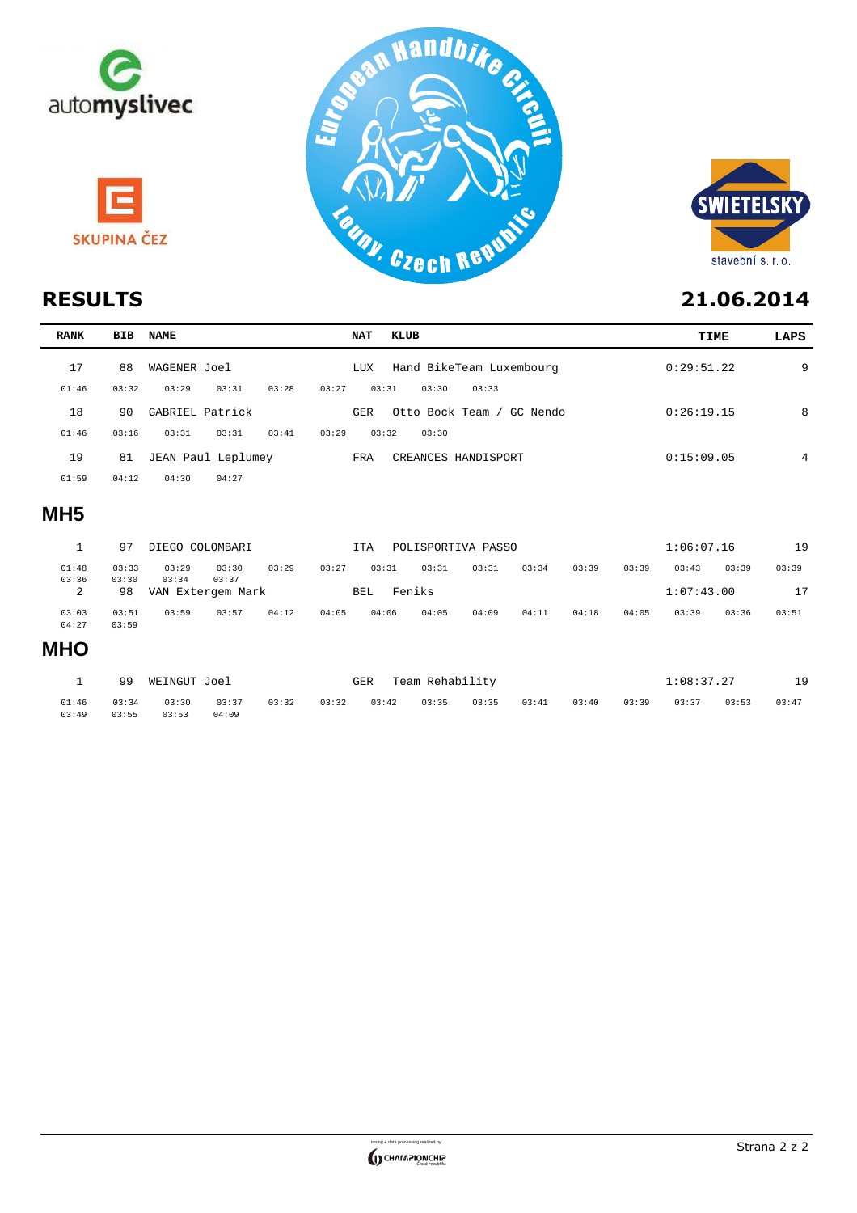## RESULTS

**21.06.2014**

| RANK | BIB | NAME | NAT | KLUB | TIME | LAPS |
|---|---|---|---|---|---|---|
| 17 | 88 | WAGENER Joel | LUX | Hand BikeTeam Luxembourg | 0:29:51.22 | 9 |
| 01:46 03:32 03:29 03:31 03:28 03:27 03:31 03:30 03:33 | | | | | | |
| 18 | 90 | GABRIEL Patrick | GER | Otto Bock Team / GC Nendo | 0:26:19.15 | 8 |
| 01:46 03:16 03:31 03:31 03:41 03:29 03:32 03:30 | | | | | | |
| 19 | 81 | JEAN Paul Leplumey | FRA | CREANCES HANDISPORT | 0:15:09.05 | 4 |
| 01:59 04:12 04:30 04:27 | | | | | | |

## MH5

| RANK | BIB | NAME | NAT | KLUB | TIME | LAPS |
|---|---|---|---|---|---|---|
| 1 | 97 | DIEGO COLOMBARI | ITA | POLISPORTIVA PASSO | 1:06:07.16 | 19 |
| 01:48 03:33 03:29 03:30 03:29 03:27 03:31 03:31 03:31 03:34 03:39 03:39 03:43 03:39 03:39 03:36 03:30 03:34 03:37 | | | | | | |
| 2 | 98 | VAN Extergem Mark | BEL | Feniks | 1:07:43.00 | 17 |
| 03:03 03:51 03:59 03:57 04:12 04:05 04:06 04:05 04:09 04:11 04:18 04:05 03:39 03:36 03:51 04:27 03:59 | | | | | | |

## MHO

| RANK | BIB | NAME | NAT | KLUB | TIME | LAPS |
|---|---|---|---|---|---|---|
| 1 | 99 | WEINGUT Joel | GER | Team Rehability | 1:08:37.27 | 19 |
| 01:46 03:34 03:30 03:37 03:32 03:32 03:42 03:35 03:35 03:41 03:40 03:39 03:37 03:53 03:47 03:49 03:55 03:53 04:09 | | | | | | |

timing + data processing realized by CHAMPIONCHIP